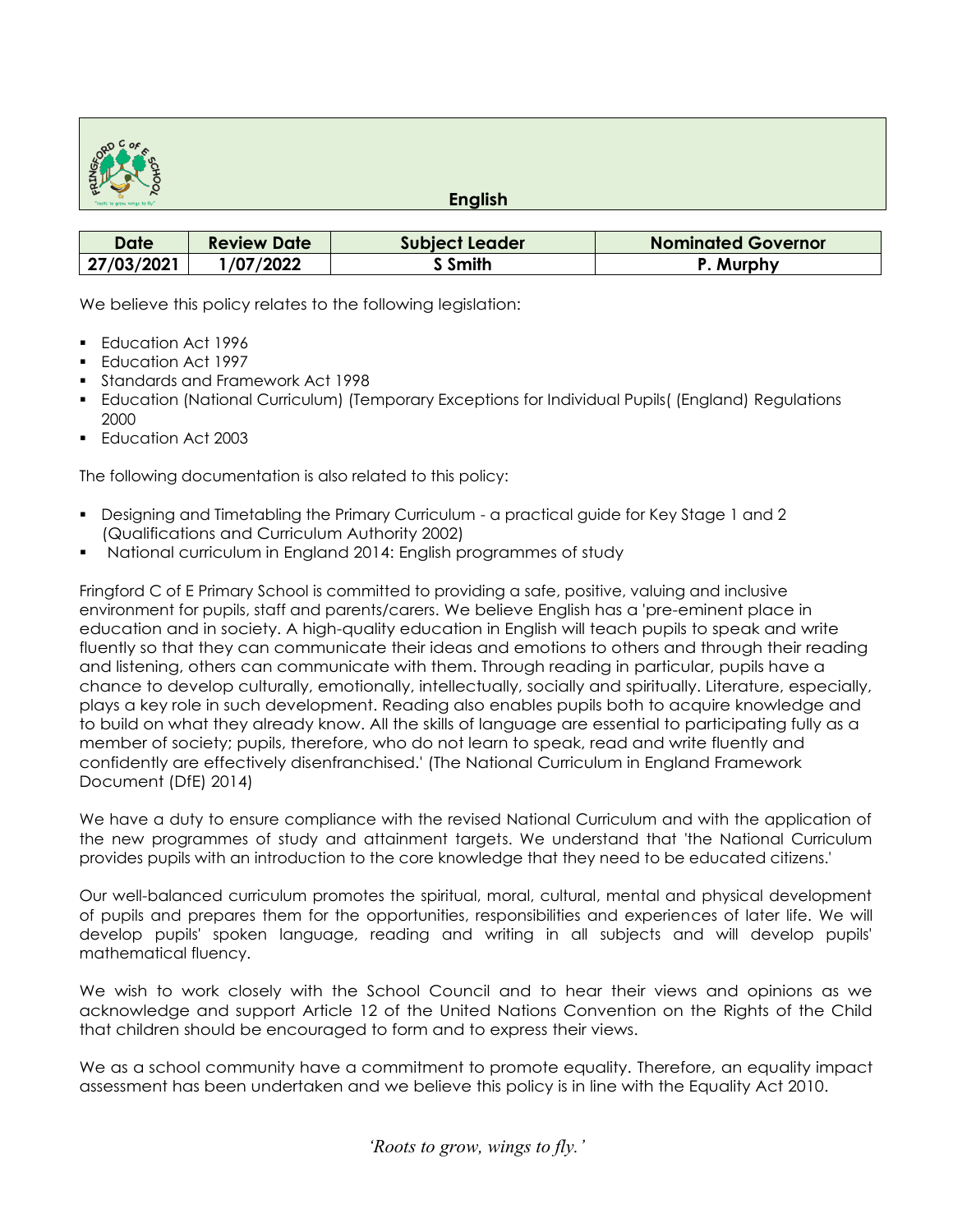# English

| Date | Review Date | Subject Leader | Nominated Governor |
|---|---|---|---|
| 27/03/2021 | 1/07/2022 | S Smith | P. Murphy |

We believe this policy relates to the following legislation:

- Education Act 1996
- Education Act 1997
- Standards and Framework Act 1998
- Education (National Curriculum) (Temporary Exceptions for Individual Pupils( (England) Regulations 2000
- Education Act 2003

The following documentation is also related to this policy:

- Designing and Timetabling the Primary Curriculum - a practical guide for Key Stage 1 and 2 (Qualifications and Curriculum Authority 2002)
- National curriculum in England 2014: English programmes of study

Fringford C of E Primary School is committed to providing a safe, positive, valuing and inclusive environment for pupils, staff and parents/carers. We believe English has a 'pre-eminent place in education and in society. A high-quality education in English will teach pupils to speak and write fluently so that they can communicate their ideas and emotions to others and through their reading and listening, others can communicate with them. Through reading in particular, pupils have a chance to develop culturally, emotionally, intellectually, socially and spiritually. Literature, especially, plays a key role in such development. Reading also enables pupils both to acquire knowledge and to build on what they already know. All the skills of language are essential to participating fully as a member of society; pupils, therefore, who do not learn to speak, read and write fluently and confidently are effectively disenfranchised.' (The National Curriculum in England Framework Document (DfE) 2014)

We have a duty to ensure compliance with the revised National Curriculum and with the application of the new programmes of study and attainment targets. We understand that 'the National Curriculum provides pupils with an introduction to the core knowledge that they need to be educated citizens.'

Our well-balanced curriculum promotes the spiritual, moral, cultural, mental and physical development of pupils and prepares them for the opportunities, responsibilities and experiences of later life. We will develop pupils' spoken language, reading and writing in all subjects and will develop pupils' mathematical fluency.

We wish to work closely with the School Council and to hear their views and opinions as we acknowledge and support Article 12 of the United Nations Convention on the Rights of the Child that children should be encouraged to form and to express their views.

We as a school community have a commitment to promote equality. Therefore, an equality impact assessment has been undertaken and we believe this policy is in line with the Equality Act 2010.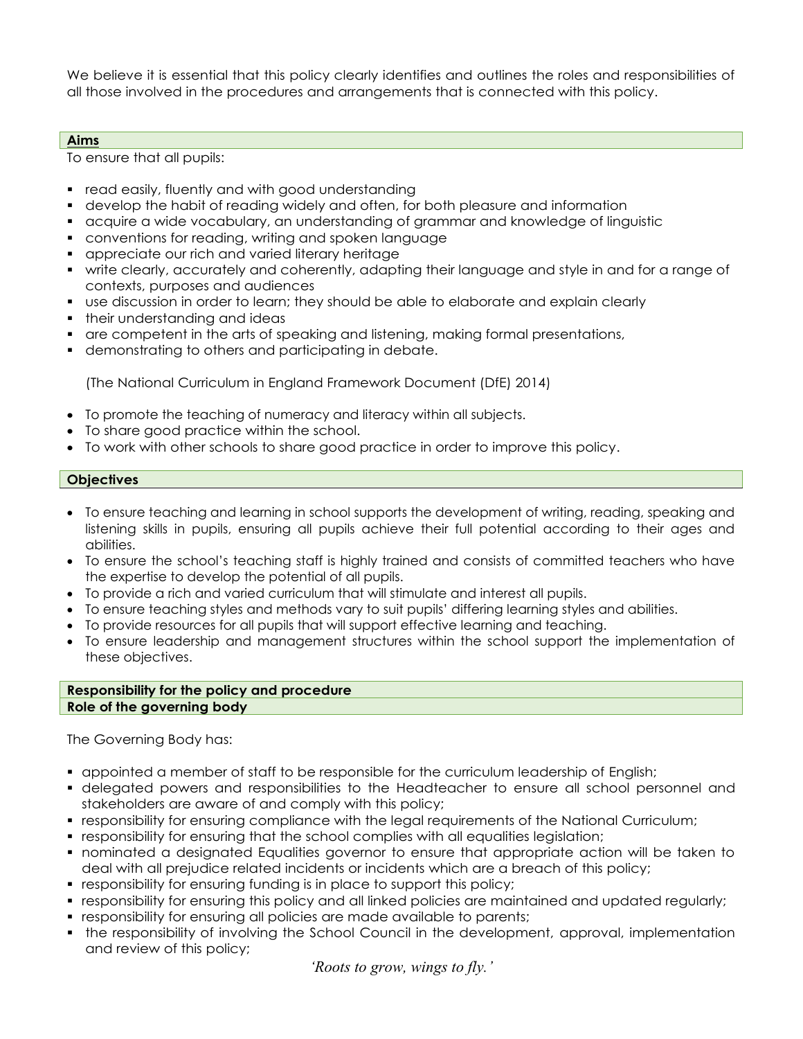We believe it is essential that this policy clearly identifies and outlines the roles and responsibilities of all those involved in the procedures and arrangements that is connected with this policy.

## Aims

To ensure that all pupils:

- read easily, fluently and with good understanding
- develop the habit of reading widely and often, for both pleasure and information
- acquire a wide vocabulary, an understanding of grammar and knowledge of linguistic
- conventions for reading, writing and spoken language
- appreciate our rich and varied literary heritage
- write clearly, accurately and coherently, adapting their language and style in and for a range of contexts, purposes and audiences
- use discussion in order to learn; they should be able to elaborate and explain clearly
- their understanding and ideas
- are competent in the arts of speaking and listening, making formal presentations,
- demonstrating to others and participating in debate.

(The National Curriculum in England Framework Document (DfE) 2014)

- To promote the teaching of numeracy and literacy within all subjects.
- To share good practice within the school.
- To work with other schools to share good practice in order to improve this policy.

## Objectives

- To ensure teaching and learning in school supports the development of writing, reading, speaking and listening skills in pupils, ensuring all pupils achieve their full potential according to their ages and abilities.
- To ensure the school's teaching staff is highly trained and consists of committed teachers who have the expertise to develop the potential of all pupils.
- To provide a rich and varied curriculum that will stimulate and interest all pupils.
- To ensure teaching styles and methods vary to suit pupils' differing learning styles and abilities.
- To provide resources for all pupils that will support effective learning and teaching.
- To ensure leadership and management structures within the school support the implementation of these objectives.

## Responsibility for the policy and procedure

### Role of the governing body

The Governing Body has:

- appointed a member of staff to be responsible for the curriculum leadership of English;
- delegated powers and responsibilities to the Headteacher to ensure all school personnel and stakeholders are aware of and comply with this policy;
- responsibility for ensuring compliance with the legal requirements of the National Curriculum;
- responsibility for ensuring that the school complies with all equalities legislation;
- nominated a designated Equalities governor to ensure that appropriate action will be taken to deal with all prejudice related incidents or incidents which are a breach of this policy;
- responsibility for ensuring funding is in place to support this policy;
- responsibility for ensuring this policy and all linked policies are maintained and updated regularly;
- responsibility for ensuring all policies are made available to parents;
- the responsibility of involving the School Council in the development, approval, implementation and review of this policy;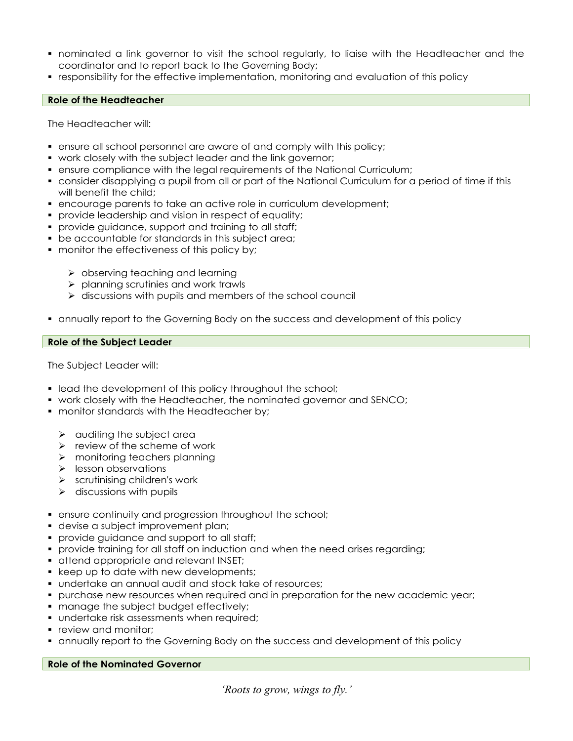- nominated a link governor to visit the school regularly, to liaise with the Headteacher and the coordinator and to report back to the Governing Body;
- responsibility for the effective implementation, monitoring and evaluation of this policy

## Role of the Headteacher

The Headteacher will:

- ensure all school personnel are aware of and comply with this policy;
- work closely with the subject leader and the link governor;
- ensure compliance with the legal requirements of the National Curriculum;
- consider disapplying a pupil from all or part of the National Curriculum for a period of time if this will benefit the child;
- encourage parents to take an active role in curriculum development;
- provide leadership and vision in respect of equality;
- provide guidance, support and training to all staff;
- be accountable for standards in this subject area;
- monitor the effectiveness of this policy by;
  - observing teaching and learning
  - planning scrutinies and work trawls
  - discussions with pupils and members of the school council
- annually report to the Governing Body on the success and development of this policy

## Role of the Subject Leader

The Subject Leader will:

- lead the development of this policy throughout the school;
- work closely with the Headteacher, the nominated governor and SENCO;
- monitor standards with the Headteacher by;
  - auditing the subject area
  - review of the scheme of work
  - monitoring teachers planning
  - lesson observations
  - scrutinising children's work
  - discussions with pupils
- ensure continuity and progression throughout the school;
- devise a subject improvement plan;
- provide guidance and support to all staff;
- provide training for all staff on induction and when the need arises regarding;
- attend appropriate and relevant INSET;
- keep up to date with new developments;
- undertake an annual audit and stock take of resources;
- purchase new resources when required and in preparation for the new academic year;
- manage the subject budget effectively;
- undertake risk assessments when required;
- review and monitor;
- annually report to the Governing Body on the success and development of this policy

## Role of the Nominated Governor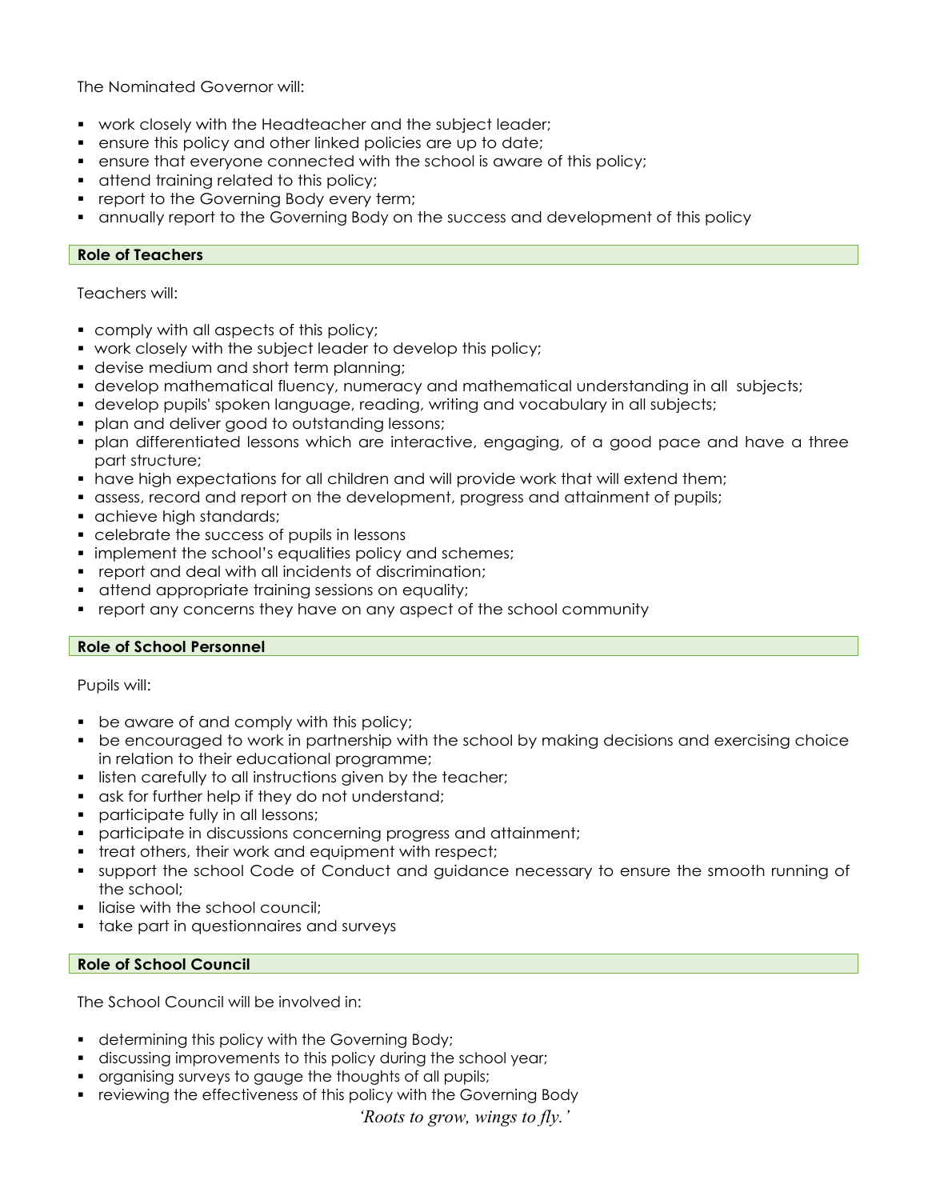The Nominated Governor will:

- work closely with the Headteacher and the subject leader;
- ensure this policy and other linked policies are up to date;
- ensure that everyone connected with the school is aware of this policy;
- attend training related to this policy;
- report to the Governing Body every term;
- annually report to the Governing Body on the success and development of this policy

### Role of Teachers

Teachers will:

- comply with all aspects of this policy;
- work closely with the subject leader to develop this policy;
- devise medium and short term planning;
- develop mathematical fluency, numeracy and mathematical understanding in all subjects;
- develop pupils' spoken language, reading, writing and vocabulary in all subjects;
- plan and deliver good to outstanding lessons;
- plan differentiated lessons which are interactive, engaging, of a good pace and have a three part structure;
- have high expectations for all children and will provide work that will extend them;
- assess, record and report on the development, progress and attainment of pupils;
- achieve high standards;
- celebrate the success of pupils in lessons
- implement the school's equalities policy and schemes;
- report and deal with all incidents of discrimination;
- attend appropriate training sessions on equality;
- report any concerns they have on any aspect of the school community

### Role of School Personnel

Pupils will:

- be aware of and comply with this policy;
- be encouraged to work in partnership with the school by making decisions and exercising choice in relation to their educational programme;
- listen carefully to all instructions given by the teacher;
- ask for further help if they do not understand;
- participate fully in all lessons;
- participate in discussions concerning progress and attainment;
- treat others, their work and equipment with respect;
- support the school Code of Conduct and guidance necessary to ensure the smooth running of the school;
- liaise with the school council;
- take part in questionnaires and surveys

### Role of School Council

The School Council will be involved in:

- determining this policy with the Governing Body;
- discussing improvements to this policy during the school year;
- organising surveys to gauge the thoughts of all pupils;
- reviewing the effectiveness of this policy with the Governing Body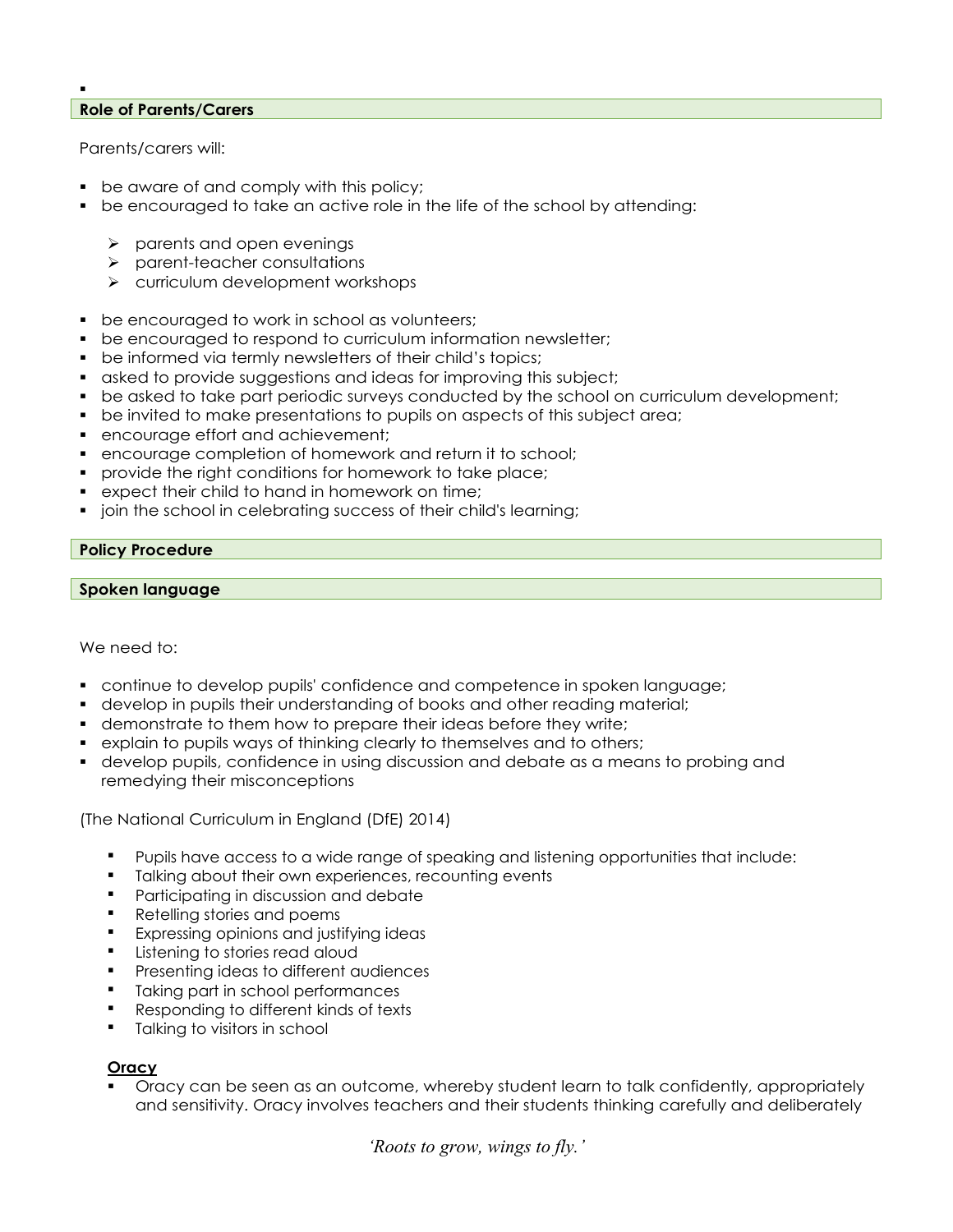## Role of Parents/Carers

Parents/carers will:

- be aware of and comply with this policy;
- be encouraged to take an active role in the life of the school by attending:
  - parents and open evenings
  - parent-teacher consultations
  - curriculum development workshops
- be encouraged to work in school as volunteers;
- be encouraged to respond to curriculum information newsletter;
- be informed via termly newsletters of their child's topics;
- asked to provide suggestions and ideas for improving this subject;
- be asked to take part periodic surveys conducted by the school on curriculum development;
- be invited to make presentations to pupils on aspects of this subject area;
- encourage effort and achievement;
- encourage completion of homework and return it to school;
- provide the right conditions for homework to take place;
- expect their child to hand in homework on time;
- join the school in celebrating success of their child's learning;

## Policy Procedure

## Spoken language

We need to:

- continue to develop pupils' confidence and competence in spoken language;
- develop in pupils their understanding of books and other reading material;
- demonstrate to them how to prepare their ideas before they write;
- explain to pupils ways of thinking clearly to themselves and to others;
- develop pupils, confidence in using discussion and debate as a means to probing and remedying their misconceptions

(The National Curriculum in England (DfE) 2014)

- Pupils have access to a wide range of speaking and listening opportunities that include:
- Talking about their own experiences, recounting events
- Participating in discussion and debate
- Retelling stories and poems
- Expressing opinions and justifying ideas
- Listening to stories read aloud
- Presenting ideas to different audiences
- Taking part in school performances
- Responding to different kinds of texts
- Talking to visitors in school

### Oracy

- Oracy can be seen as an outcome, whereby student learn to talk confidently, appropriately and sensitivity. Oracy involves teachers and their students thinking carefully and deliberately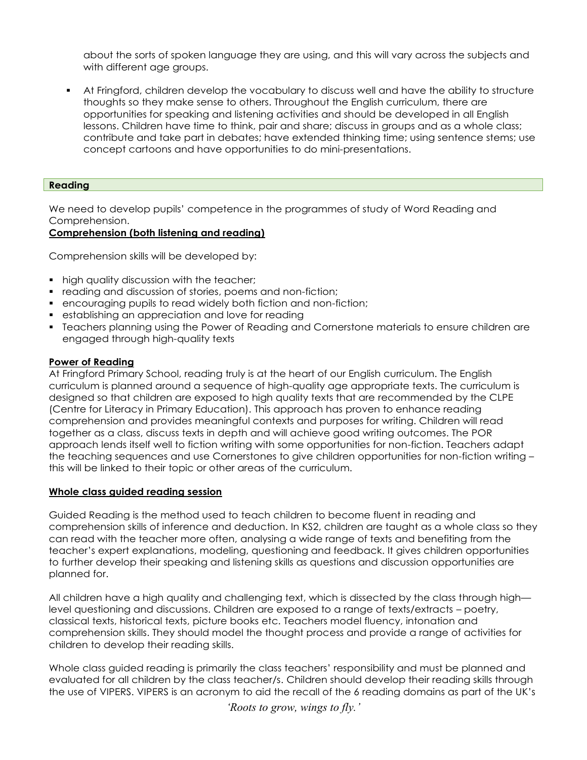about the sorts of spoken language they are using, and this will vary across the subjects and with different age groups.

- At Fringford, children develop the vocabulary to discuss well and have the ability to structure thoughts so they make sense to others. Throughout the English curriculum, there are opportunities for speaking and listening activities and should be developed in all English lessons. Children have time to think, pair and share; discuss in groups and as a whole class; contribute and take part in debates; have extended thinking time; using sentence stems; use concept cartoons and have opportunities to do mini-presentations.

## Reading

We need to develop pupils' competence in the programmes of study of Word Reading and Comprehension.

**Comprehension (both listening and reading)**

Comprehension skills will be developed by:

- high quality discussion with the teacher;
- reading and discussion of stories, poems and non-fiction;
- encouraging pupils to read widely both fiction and non-fiction;
- establishing an appreciation and love for reading
- Teachers planning using the Power of Reading and Cornerstone materials to ensure children are engaged through high-quality texts

**Power of Reading**

At Fringford Primary School, reading truly is at the heart of our English curriculum. The English curriculum is planned around a sequence of high-quality age appropriate texts. The curriculum is designed so that children are exposed to high quality texts that are recommended by the CLPE (Centre for Literacy in Primary Education). This approach has proven to enhance reading comprehension and provides meaningful contexts and purposes for writing. Children will read together as a class, discuss texts in depth and will achieve good writing outcomes. The POR approach lends itself well to fiction writing with some opportunities for non-fiction. Teachers adapt the teaching sequences and use Cornerstones to give children opportunities for non-fiction writing – this will be linked to their topic or other areas of the curriculum.

**Whole class guided reading session**

Guided Reading is the method used to teach children to become fluent in reading and comprehension skills of inference and deduction. In KS2, children are taught as a whole class so they can read with the teacher more often, analysing a wide range of texts and benefiting from the teacher's expert explanations, modeling, questioning and feedback. It gives children opportunities to further develop their speaking and listening skills as questions and discussion opportunities are planned for.

All children have a high quality and challenging text, which is dissected by the class through high—level questioning and discussions. Children are exposed to a range of texts/extracts – poetry, classical texts, historical texts, picture books etc. Teachers model fluency, intonation and comprehension skills. They should model the thought process and provide a range of activities for children to develop their reading skills.

Whole class guided reading is primarily the class teachers' responsibility and must be planned and evaluated for all children by the class teacher/s. Children should develop their reading skills through the use of VIPERS. VIPERS is an acronym to aid the recall of the 6 reading domains as part of the UK's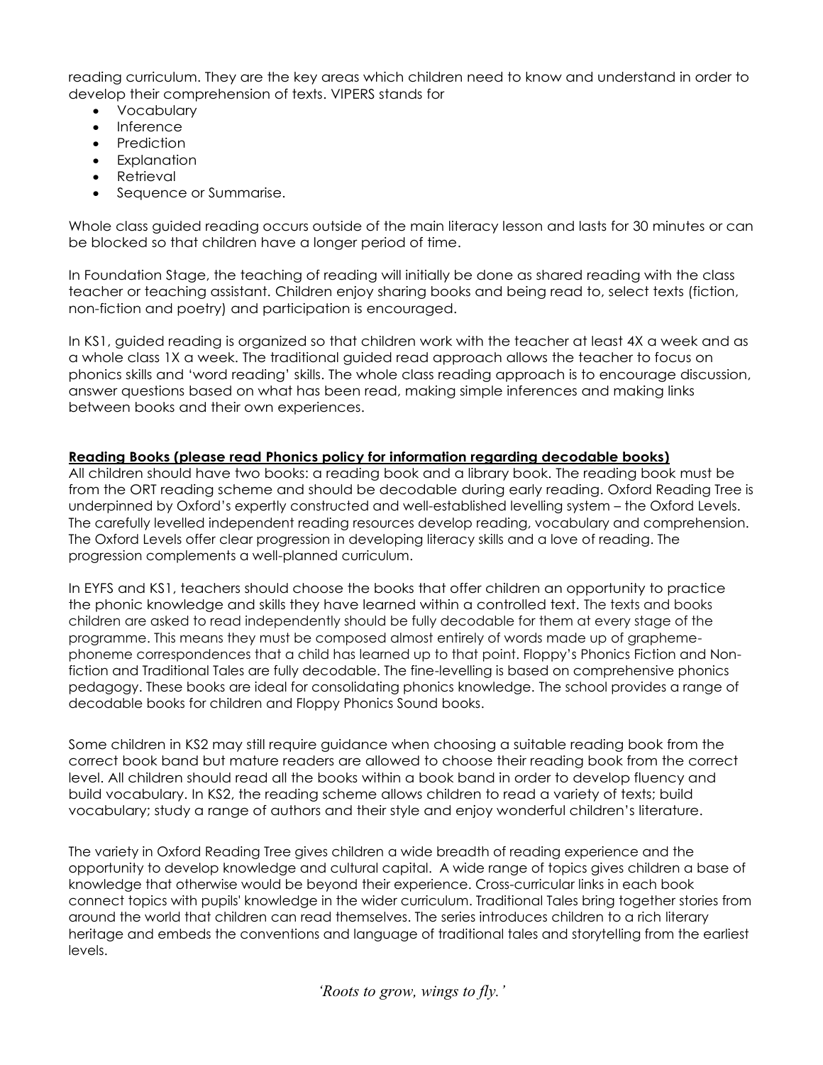reading curriculum. They are the key areas which children need to know and understand in order to develop their comprehension of texts. VIPERS stands for

- Vocabulary
- Inference
- Prediction
- Explanation
- Retrieval
- Sequence or Summarise.

Whole class guided reading occurs outside of the main literacy lesson and lasts for 30 minutes or can be blocked so that children have a longer period of time.

In Foundation Stage, the teaching of reading will initially be done as shared reading with the class teacher or teaching assistant. Children enjoy sharing books and being read to, select texts (fiction, non-fiction and poetry) and participation is encouraged.

In KS1, guided reading is organized so that children work with the teacher at least 4X a week and as a whole class 1X a week. The traditional guided read approach allows the teacher to focus on phonics skills and 'word reading' skills. The whole class reading approach is to encourage discussion, answer questions based on what has been read, making simple inferences and making links between books and their own experiences.

**Reading Books (please read Phonics policy for information regarding decodable books)**

All children should have two books: a reading book and a library book. The reading book must be from the ORT reading scheme and should be decodable during early reading. Oxford Reading Tree is underpinned by Oxford's expertly constructed and well-established levelling system – the Oxford Levels. The carefully levelled independent reading resources develop reading, vocabulary and comprehension. The Oxford Levels offer clear progression in developing literacy skills and a love of reading. The progression complements a well-planned curriculum.

In EYFS and KS1, teachers should choose the books that offer children an opportunity to practice the phonic knowledge and skills they have learned within a controlled text. The texts and books children are asked to read independently should be fully decodable for them at every stage of the programme. This means they must be composed almost entirely of words made up of grapheme-phoneme correspondences that a child has learned up to that point. Floppy's Phonics Fiction and Non-fiction and Traditional Tales are fully decodable. The fine-levelling is based on comprehensive phonics pedagogy. These books are ideal for consolidating phonics knowledge. The school provides a range of decodable books for children and Floppy Phonics Sound books.

Some children in KS2 may still require guidance when choosing a suitable reading book from the correct book band but mature readers are allowed to choose their reading book from the correct level. All children should read all the books within a book band in order to develop fluency and build vocabulary. In KS2, the reading scheme allows children to read a variety of texts; build vocabulary; study a range of authors and their style and enjoy wonderful children's literature.

The variety in Oxford Reading Tree gives children a wide breadth of reading experience and the opportunity to develop knowledge and cultural capital. A wide range of topics gives children a base of knowledge that otherwise would be beyond their experience. Cross-curricular links in each book connect topics with pupils' knowledge in the wider curriculum. Traditional Tales bring together stories from around the world that children can read themselves. The series introduces children to a rich literary heritage and embeds the conventions and language of traditional tales and storytelling from the earliest levels.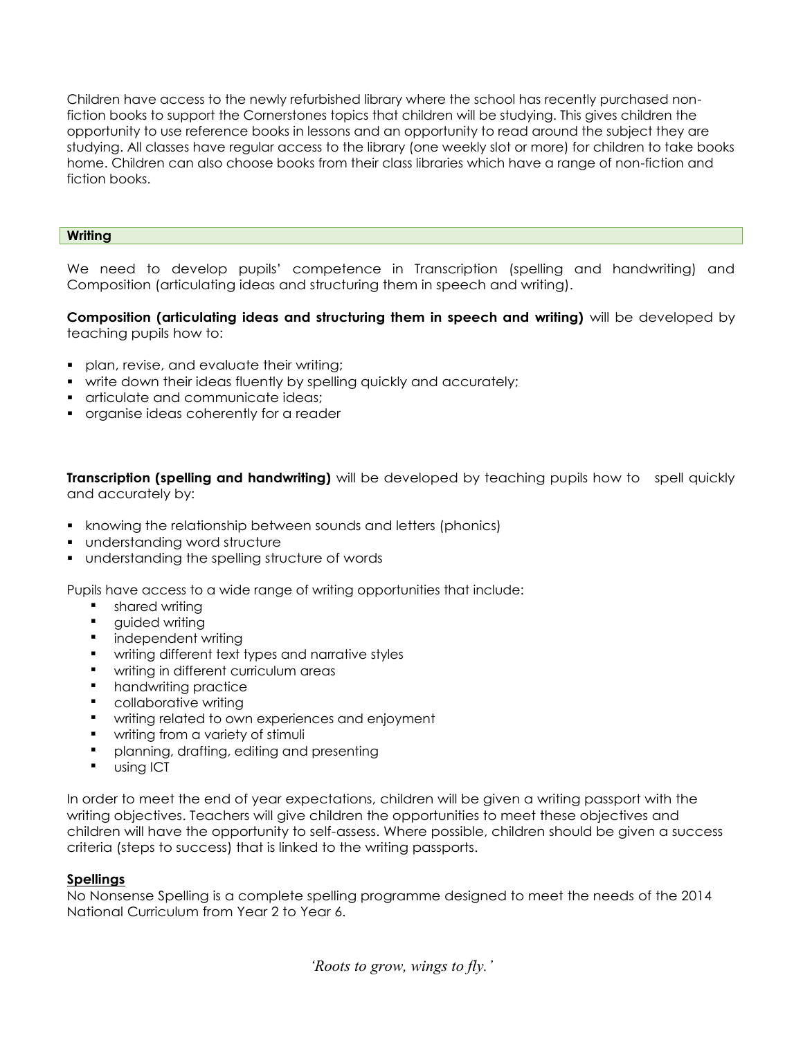Children have access to the newly refurbished library where the school has recently purchased non-fiction books to support the Cornerstones topics that children will be studying. This gives children the opportunity to use reference books in lessons and an opportunity to read around the subject they are studying. All classes have regular access to the library (one weekly slot or more) for children to take books home. Children can also choose books from their class libraries which have a range of non-fiction and fiction books.

## Writing

We need to develop pupils' competence in Transcription (spelling and handwriting) and Composition (articulating ideas and structuring them in speech and writing).

**Composition (articulating ideas and structuring them in speech and writing)** will be developed by teaching pupils how to:

- plan, revise, and evaluate their writing;
- write down their ideas fluently by spelling quickly and accurately;
- articulate and communicate ideas;
- organise ideas coherently for a reader

**Transcription (spelling and handwriting)** will be developed by teaching pupils how to spell quickly and accurately by:

- knowing the relationship between sounds and letters (phonics)
- understanding word structure
- understanding the spelling structure of words

Pupils have access to a wide range of writing opportunities that include:

- shared writing
- guided writing
- independent writing
- writing different text types and narrative styles
- writing in different curriculum areas
- handwriting practice
- collaborative writing
- writing related to own experiences and enjoyment
- writing from a variety of stimuli
- planning, drafting, editing and presenting
- using ICT

In order to meet the end of year expectations, children will be given a writing passport with the writing objectives. Teachers will give children the opportunities to meet these objectives and children will have the opportunity to self-assess. Where possible, children should be given a success criteria (steps to success) that is linked to the writing passports.

### Spellings

No Nonsense Spelling is a complete spelling programme designed to meet the needs of the 2014 National Curriculum from Year 2 to Year 6.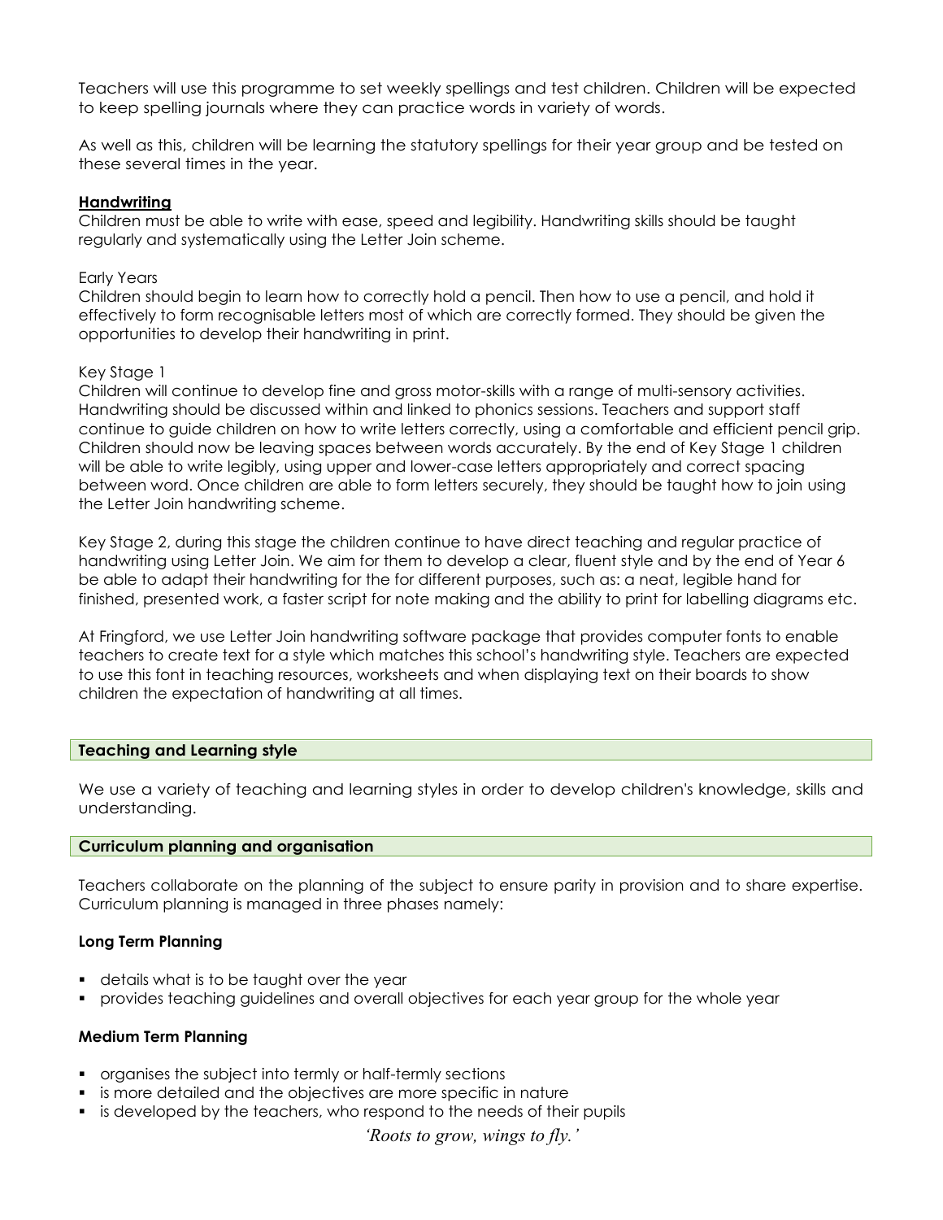Teachers will use this programme to set weekly spellings and test children. Children will be expected to keep spelling journals where they can practice words in variety of words.

As well as this, children will be learning the statutory spellings for their year group and be tested on these several times in the year.

**Handwriting**

Children must be able to write with ease, speed and legibility. Handwriting skills should be taught regularly and systematically using the Letter Join scheme.

Early Years

Children should begin to learn how to correctly hold a pencil. Then how to use a pencil, and hold it effectively to form recognisable letters most of which are correctly formed. They should be given the opportunities to develop their handwriting in print.

Key Stage 1

Children will continue to develop fine and gross motor-skills with a range of multi-sensory activities. Handwriting should be discussed within and linked to phonics sessions. Teachers and support staff continue to guide children on how to write letters correctly, using a comfortable and efficient pencil grip. Children should now be leaving spaces between words accurately. By the end of Key Stage 1 children will be able to write legibly, using upper and lower-case letters appropriately and correct spacing between word. Once children are able to form letters securely, they should be taught how to join using the Letter Join handwriting scheme.

Key Stage 2, during this stage the children continue to have direct teaching and regular practice of handwriting using Letter Join. We aim for them to develop a clear, fluent style and by the end of Year 6 be able to adapt their handwriting for the for different purposes, such as: a neat, legible hand for finished, presented work, a faster script for note making and the ability to print for labelling diagrams etc.

At Fringford, we use Letter Join handwriting software package that provides computer fonts to enable teachers to create text for a style which matches this school's handwriting style. Teachers are expected to use this font in teaching resources, worksheets and when displaying text on their boards to show children the expectation of handwriting at all times.

## Teaching and Learning style

We use a variety of teaching and learning styles in order to develop children's knowledge, skills and understanding.

## Curriculum planning and organisation

Teachers collaborate on the planning of the subject to ensure parity in provision and to share expertise. Curriculum planning is managed in three phases namely:

### Long Term Planning

- details what is to be taught over the year
- provides teaching guidelines and overall objectives for each year group for the whole year

### Medium Term Planning

- organises the subject into termly or half-termly sections
- is more detailed and the objectives are more specific in nature
- is developed by the teachers, who respond to the needs of their pupils

*'Roots to grow, wings to fly.'*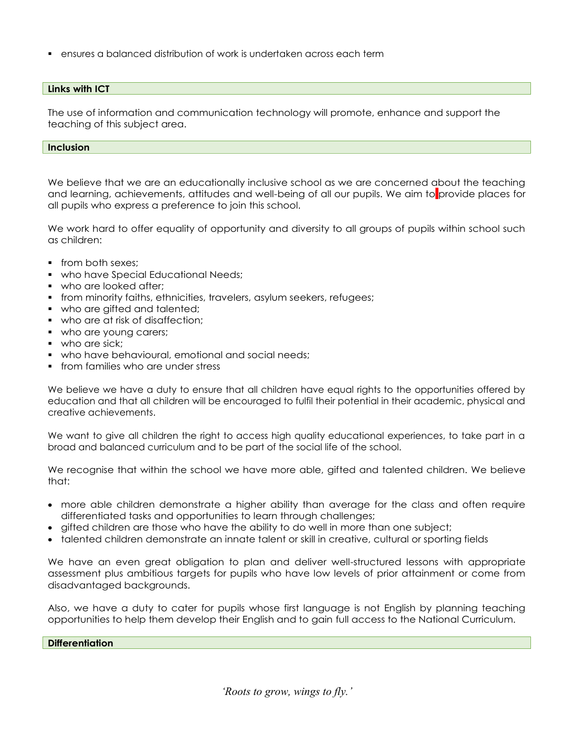- ensures a balanced distribution of work is undertaken across each term

## Links with ICT

The use of information and communication technology will promote, enhance and support the teaching of this subject area.

## Inclusion

We believe that we are an educationally inclusive school as we are concerned about the teaching and learning, achievements, attitudes and well-being of all our pupils. We aim to provide places for all pupils who express a preference to join this school.

We work hard to offer equality of opportunity and diversity to all groups of pupils within school such as children:

- from both sexes;
- who have Special Educational Needs;
- who are looked after;
- from minority faiths, ethnicities, travelers, asylum seekers, refugees;
- who are gifted and talented;
- who are at risk of disaffection;
- who are young carers;
- who are sick;
- who have behavioural, emotional and social needs;
- from families who are under stress

We believe we have a duty to ensure that all children have equal rights to the opportunities offered by education and that all children will be encouraged to fulfil their potential in their academic, physical and creative achievements.

We want to give all children the right to access high quality educational experiences, to take part in a broad and balanced curriculum and to be part of the social life of the school.

We recognise that within the school we have more able, gifted and talented children. We believe that:

- more able children demonstrate a higher ability than average for the class and often require differentiated tasks and opportunities to learn through challenges;
- gifted children are those who have the ability to do well in more than one subject;
- talented children demonstrate an innate talent or skill in creative, cultural or sporting fields

We have an even great obligation to plan and deliver well-structured lessons with appropriate assessment plus ambitious targets for pupils who have low levels of prior attainment or come from disadvantaged backgrounds.

Also, we have a duty to cater for pupils whose first language is not English by planning teaching opportunities to help them develop their English and to gain full access to the National Curriculum.

## Differentiation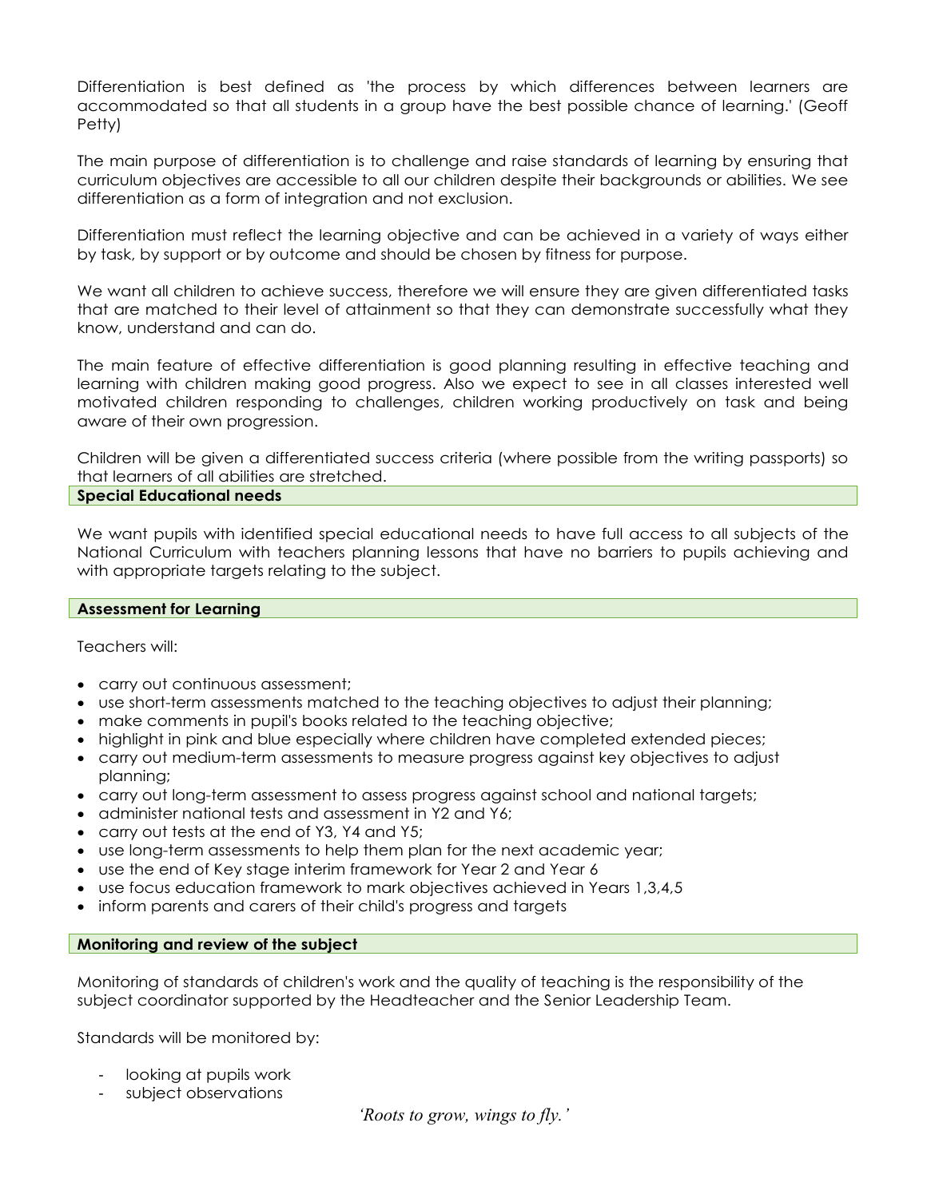Differentiation is best defined as 'the process by which differences between learners are accommodated so that all students in a group have the best possible chance of learning.' (Geoff Petty)

The main purpose of differentiation is to challenge and raise standards of learning by ensuring that curriculum objectives are accessible to all our children despite their backgrounds or abilities. We see differentiation as a form of integration and not exclusion.

Differentiation must reflect the learning objective and can be achieved in a variety of ways either by task, by support or by outcome and should be chosen by fitness for purpose.

We want all children to achieve success, therefore we will ensure they are given differentiated tasks that are matched to their level of attainment so that they can demonstrate successfully what they know, understand and can do.

The main feature of effective differentiation is good planning resulting in effective teaching and learning with children making good progress. Also we expect to see in all classes interested well motivated children responding to challenges, children working productively on task and being aware of their own progression.

Children will be given a differentiated success criteria (where possible from the writing passports) so that learners of all abilities are stretched.

## Special Educational needs

We want pupils with identified special educational needs to have full access to all subjects of the National Curriculum with teachers planning lessons that have no barriers to pupils achieving and with appropriate targets relating to the subject.

## Assessment for Learning

Teachers will:

- carry out continuous assessment;
- use short-term assessments matched to the teaching objectives to adjust their planning;
- make comments in pupil's books related to the teaching objective;
- highlight in pink and blue especially where children have completed extended pieces;
- carry out medium-term assessments to measure progress against key objectives to adjust planning;
- carry out long-term assessment to assess progress against school and national targets;
- administer national tests and assessment in Y2 and Y6;
- carry out tests at the end of Y3, Y4 and Y5;
- use long-term assessments to help them plan for the next academic year;
- use the end of Key stage interim framework for Year 2 and Year 6
- use focus education framework to mark objectives achieved in Years 1,3,4,5
- inform parents and carers of their child's progress and targets

## Monitoring and review of the subject

Monitoring of standards of children's work and the quality of teaching is the responsibility of the subject coordinator supported by the Headteacher and the Senior Leadership Team.

Standards will be monitored by:

- looking at pupils work
- subject observations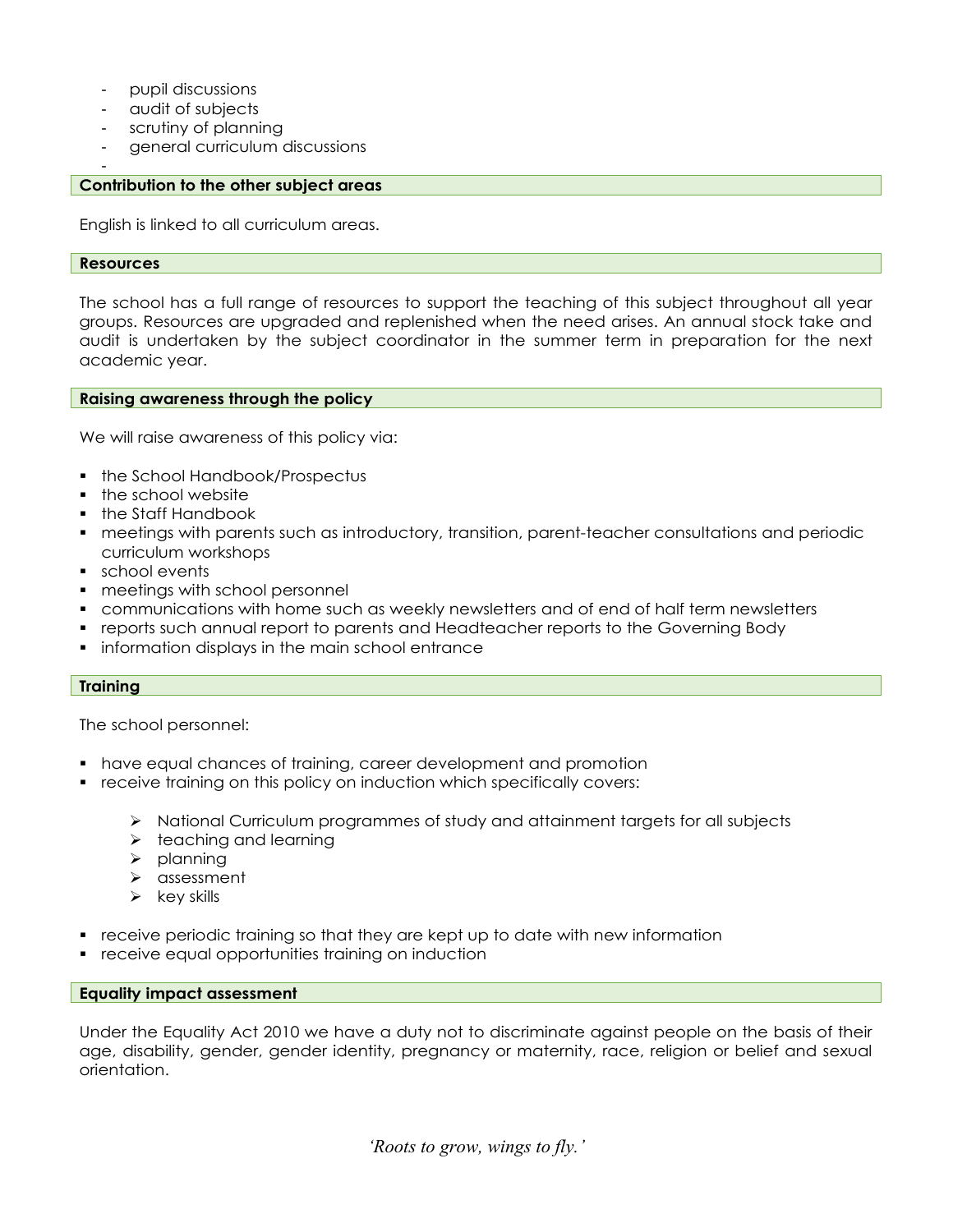- pupil discussions
- audit of subjects
- scrutiny of planning
- general curriculum discussions
-

## Contribution to the other subject areas

English is linked to all curriculum areas.

## Resources

The school has a full range of resources to support the teaching of this subject throughout all year groups. Resources are upgraded and replenished when the need arises. An annual stock take and audit is undertaken by the subject coordinator in the summer term in preparation for the next academic year.

## Raising awareness through the policy

We will raise awareness of this policy via:

- the School Handbook/Prospectus
- the school website
- the Staff Handbook
- meetings with parents such as introductory, transition, parent-teacher consultations and periodic curriculum workshops
- school events
- meetings with school personnel
- communications with home such as weekly newsletters and of end of half term newsletters
- reports such annual report to parents and Headteacher reports to the Governing Body
- information displays in the main school entrance

## Training

The school personnel:

- have equal chances of training, career development and promotion
- receive training on this policy on induction which specifically covers:
    - National Curriculum programmes of study and attainment targets for all subjects
    - teaching and learning
    - planning
    - assessment
    - key skills
- receive periodic training so that they are kept up to date with new information
- receive equal opportunities training on induction

## Equality impact assessment

Under the Equality Act 2010 we have a duty not to discriminate against people on the basis of their age, disability, gender, gender identity, pregnancy or maternity, race, religion or belief and sexual orientation.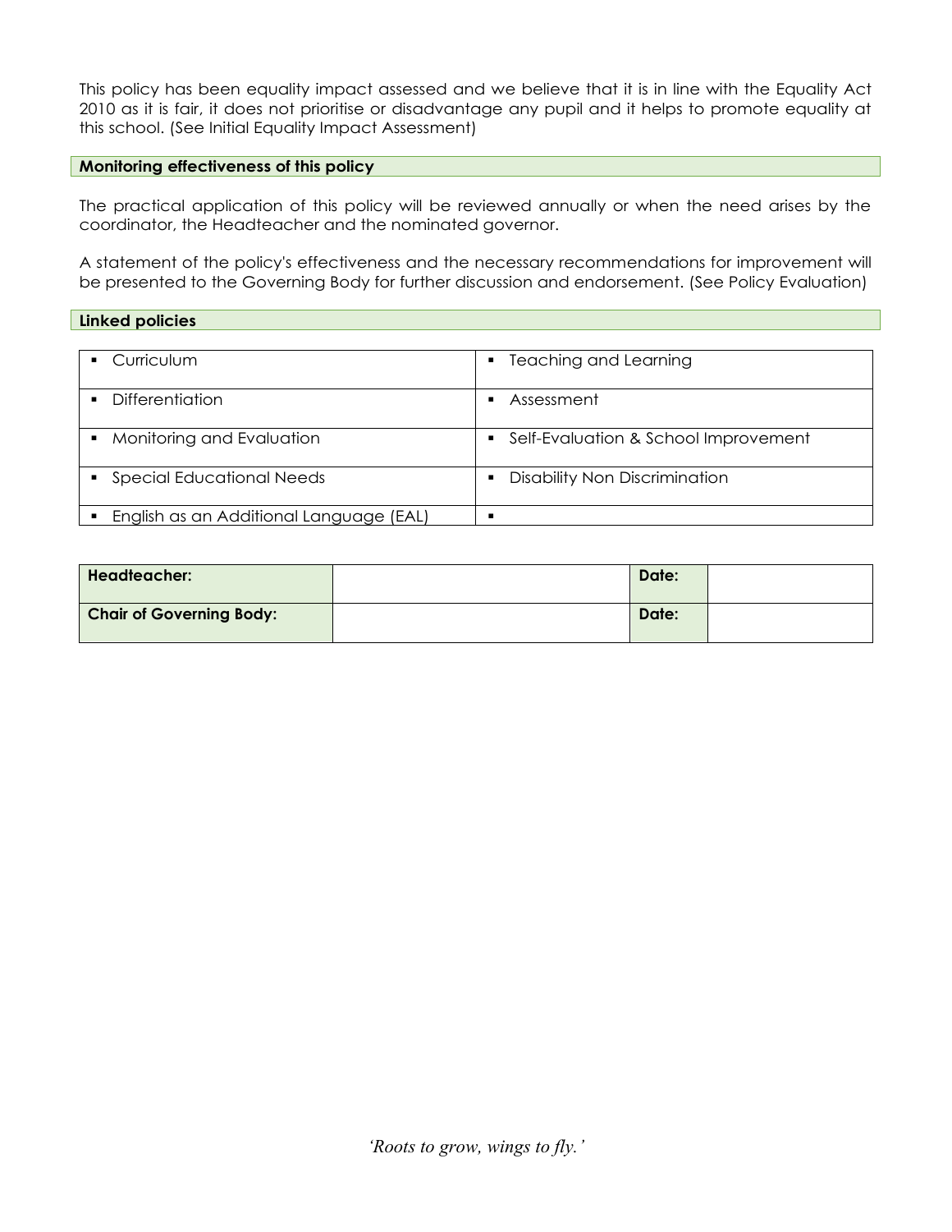This policy has been equality impact assessed and we believe that it is in line with the Equality Act 2010 as it is fair, it does not prioritise or disadvantage any pupil and it helps to promote equality at this school. (See Initial Equality Impact Assessment)

## Monitoring effectiveness of this policy

The practical application of this policy will be reviewed annually or when the need arises by the coordinator, the Headteacher and the nominated governor.

A statement of the policy's effectiveness and the necessary recommendations for improvement will be presented to the Governing Body for further discussion and endorsement. (See Policy Evaluation)

## Linked policies

| | |
|---|---|
| ▪ Curriculum | ▪ Teaching and Learning |
| ▪ Differentiation | ▪ Assessment |
| ▪ Monitoring and Evaluation | ▪ Self-Evaluation & School Improvement |
| ▪ Special Educational Needs | ▪ Disability Non Discrimination |
| ▪ English as an Additional Language (EAL) | ▪ |

| **Headteacher:** | | **Date:** | |
|---|---|---|---|
| **Chair of Governing Body:** | | **Date:** | |

*'Roots to grow, wings to fly.'*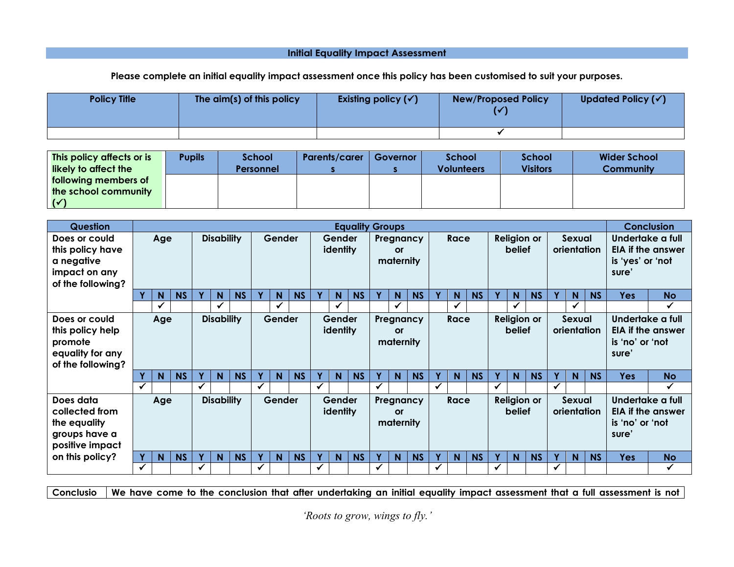## Initial Equality Impact Assessment

**Please complete an initial equality impact assessment once this policy has been customised to suit your purposes.**

| Policy Title | The aim(s) of this policy | Existing policy (✓) | New/Proposed Policy (✓) | Updated Policy (✓) |
|---|---|---|---|---|
| | | | ✓ | |

| This policy affects or is likely to affect the following members of the school community (✓) | Pupils | School Personnel | Parents/carers | Governors | School Volunteers | School Visitors | Wider School Community |
|---|---|---|---|---|---|---|---|
| | | | | | | | |

| Question | Age | | | Disability | | | Gender | | | Gender identity | | | Pregnancy or maternity | | | Race | | | Religion or belief | | | Sexual orientation | | | Conclusion | |
|---|---|---|---|---|---|---|---|---|---|---|---|---|---|---|---|---|---|---|---|---|---|---|---|---|---|---|
| Does or could this policy have a negative impact on any of the following? | Y | N | NS | Y | N | NS | Y | N | NS | Y | N | NS | Y | N | NS | Y | N | NS | Y | N | NS | Y | N | NS | Undertake a full EIA if the answer is 'yes' or 'not sure' Yes | No |
| | | ✓ | | | ✓ | | | ✓ | | | ✓ | | | ✓ | | | ✓ | | | ✓ | | | ✓ | | | ✓ |
| Does or could this policy help promote equality for any of the following? | Y | N | NS | Y | N | NS | Y | N | NS | Y | N | NS | Y | N | NS | Y | N | NS | Y | N | NS | Y | N | NS | Undertake a full EIA if the answer is 'no' or 'not sure' Yes | No |
| | ✓ | | | ✓ | | | ✓ | | | ✓ | | | ✓ | | | ✓ | | | ✓ | | | ✓ | | | | ✓ |
| Does data collected from the equality groups have a positive impact on this policy? | Y | N | NS | Y | N | NS | Y | N | NS | Y | N | NS | Y | N | NS | Y | N | NS | Y | N | NS | Y | N | NS | Undertake a full EIA if the answer is 'no' or 'not sure' Yes | No |
| | ✓ | | | ✓ | | | ✓ | | | ✓ | | | ✓ | | | ✓ | | | ✓ | | | ✓ | | | | ✓ |

| Conclusio | We have come to the conclusion that after undertaking an initial equality impact assessment that a full assessment is not |
|---|---|

*'Roots to grow, wings to fly.'*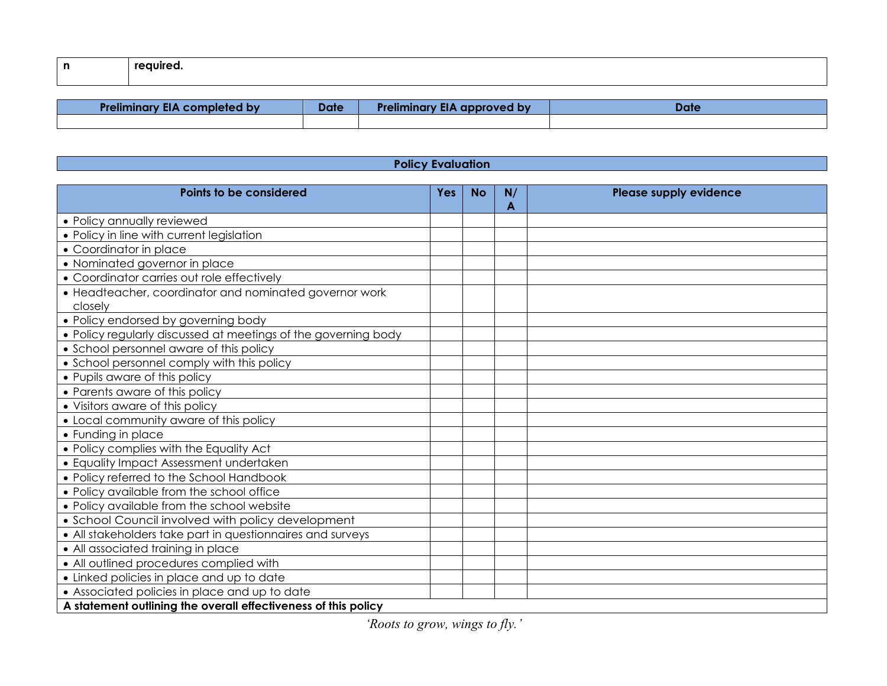| | |
|---|---|
| n | **required.** |

| Preliminary EIA completed by | Date | Preliminary EIA approved by | Date |
|---|---|---|---|
| | | | |

| Policy Evaluation |
|---|

| Points to be considered | Yes | No | N/A | Please supply evidence |
|---|---|---|---|---|
| • Policy annually reviewed | | | | |
| • Policy in line with current legislation | | | | |
| • Coordinator in place | | | | |
| • Nominated governor in place | | | | |
| • Coordinator carries out role effectively | | | | |
| • Headteacher, coordinator and nominated governor work closely | | | | |
| • Policy endorsed by governing body | | | | |
| • Policy regularly discussed at meetings of the governing body | | | | |
| • School personnel aware of this policy | | | | |
| • School personnel comply with this policy | | | | |
| • Pupils aware of this policy | | | | |
| • Parents aware of this policy | | | | |
| • Visitors aware of this policy | | | | |
| • Local community aware of this policy | | | | |
| • Funding in place | | | | |
| • Policy complies with the Equality Act | | | | |
| • Equality Impact Assessment undertaken | | | | |
| • Policy referred to the School Handbook | | | | |
| • Policy available from the school office | | | | |
| • Policy available from the school website | | | | |
| • School Council involved with policy development | | | | |
| • All stakeholders take part in questionnaires and surveys | | | | |
| • All associated training in place | | | | |
| • All outlined procedures complied with | | | | |
| • Linked policies in place and up to date | | | | |
| • Associated policies in place and up to date | | | | |
| **A statement outlining the overall effectiveness of this policy** | | | | |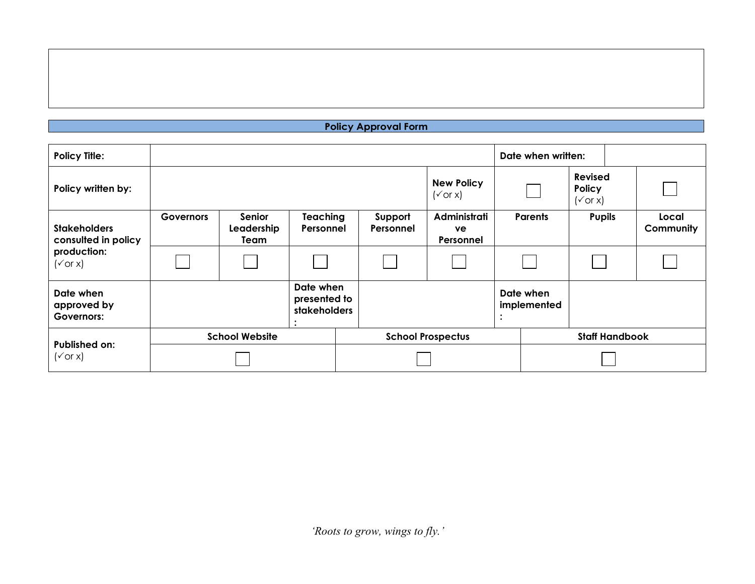## Policy Approval Form

| | | | | | | | | |
|---|---|---|---|---|---|---|---|---|
| **Policy Title:** | | | | | | **Date when written:** | | |
| **Policy written by:** | | | | | **New Policy** (✓or x) | ☐ | **Revised Policy** (✓or x) | ☐ |
| **Stakeholders consulted in policy production:** (✓or x) | **Governors** | **Senior Leadership Team** | **Teaching Personnel** | **Support Personnel** | **Administrative Personnel** | **Parents** | **Pupils** | **Local Community** |
| | ☐ | ☐ | ☐ | ☐ | ☐ | ☐ | ☐ | ☐ |
| **Date when approved by Governors:** | | | **Date when presented to stakeholders:** | | | **Date when implemented:** | | |
| **Published on:** (✓or x) | **School Website** | | | **School Prospectus** | | | **Staff Handbook** | |
| | ☐ | | | ☐ | | | ☐ | |

*'Roots to grow, wings to fly.'*